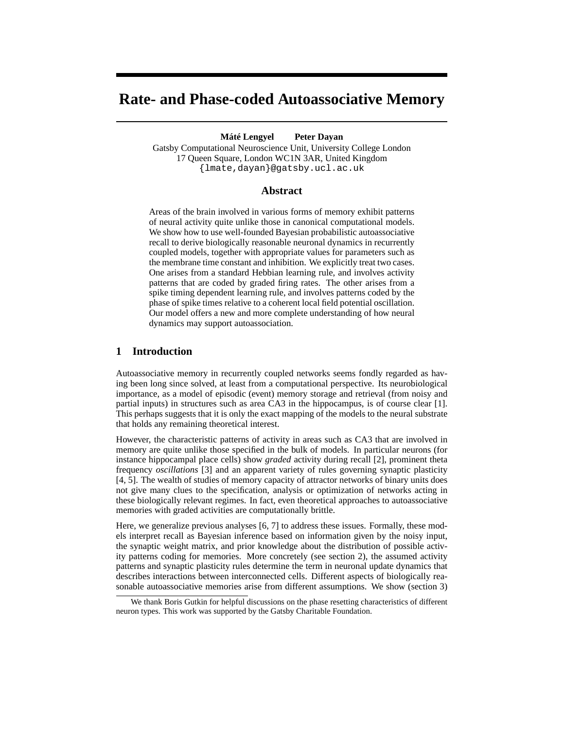# Rate- and Phase-coded Autoassociative Memory

**Máté Lengyel** **Peter Dayan**
Gatsby Computational Neuroscience Unit, University College London
17 Queen Square, London WC1N 3AR, United Kingdom
{lmate,dayan}@gatsby.ucl.ac.uk

## Abstract

Areas of the brain involved in various forms of memory exhibit patterns of neural activity quite unlike those in canonical computational models. We show how to use well-founded Bayesian probabilistic autoassociative recall to derive biologically reasonable neuronal dynamics in recurrently coupled models, together with appropriate values for parameters such as the membrane time constant and inhibition. We explicitly treat two cases. One arises from a standard Hebbian learning rule, and involves activity patterns that are coded by graded firing rates. The other arises from a spike timing dependent learning rule, and involves patterns coded by the phase of spike times relative to a coherent local field potential oscillation. Our model offers a new and more complete understanding of how neural dynamics may support autoassociation.

## 1 Introduction

Autoassociative memory in recurrently coupled networks seems fondly regarded as having been long since solved, at least from a computational perspective. Its neurobiological importance, as a model of episodic (event) memory storage and retrieval (from noisy and partial inputs) in structures such as area CA3 in the hippocampus, is of course clear [1]. This perhaps suggests that it is only the exact mapping of the models to the neural substrate that holds any remaining theoretical interest.

However, the characteristic patterns of activity in areas such as CA3 that are involved in memory are quite unlike those specified in the bulk of models. In particular neurons (for instance hippocampal place cells) show *graded* activity during recall [2], prominent theta frequency *oscillations* [3] and an apparent variety of rules governing synaptic plasticity [4, 5]. The wealth of studies of memory capacity of attractor networks of binary units does not give many clues to the specification, analysis or optimization of networks acting in these biologically relevant regimes. In fact, even theoretical approaches to autoassociative memories with graded activities are computationally brittle.

Here, we generalize previous analyses [6, 7] to address these issues. Formally, these models interpret recall as Bayesian inference based on information given by the noisy input, the synaptic weight matrix, and prior knowledge about the distribution of possible activity patterns coding for memories. More concretely (see section 2), the assumed activity patterns and synaptic plasticity rules determine the term in neuronal update dynamics that describes interactions between interconnected cells. Different aspects of biologically reasonable autoassociative memories arise from different assumptions. We show (section 3)

We thank Boris Gutkin for helpful discussions on the phase resetting characteristics of different neuron types. This work was supported by the Gatsby Charitable Foundation.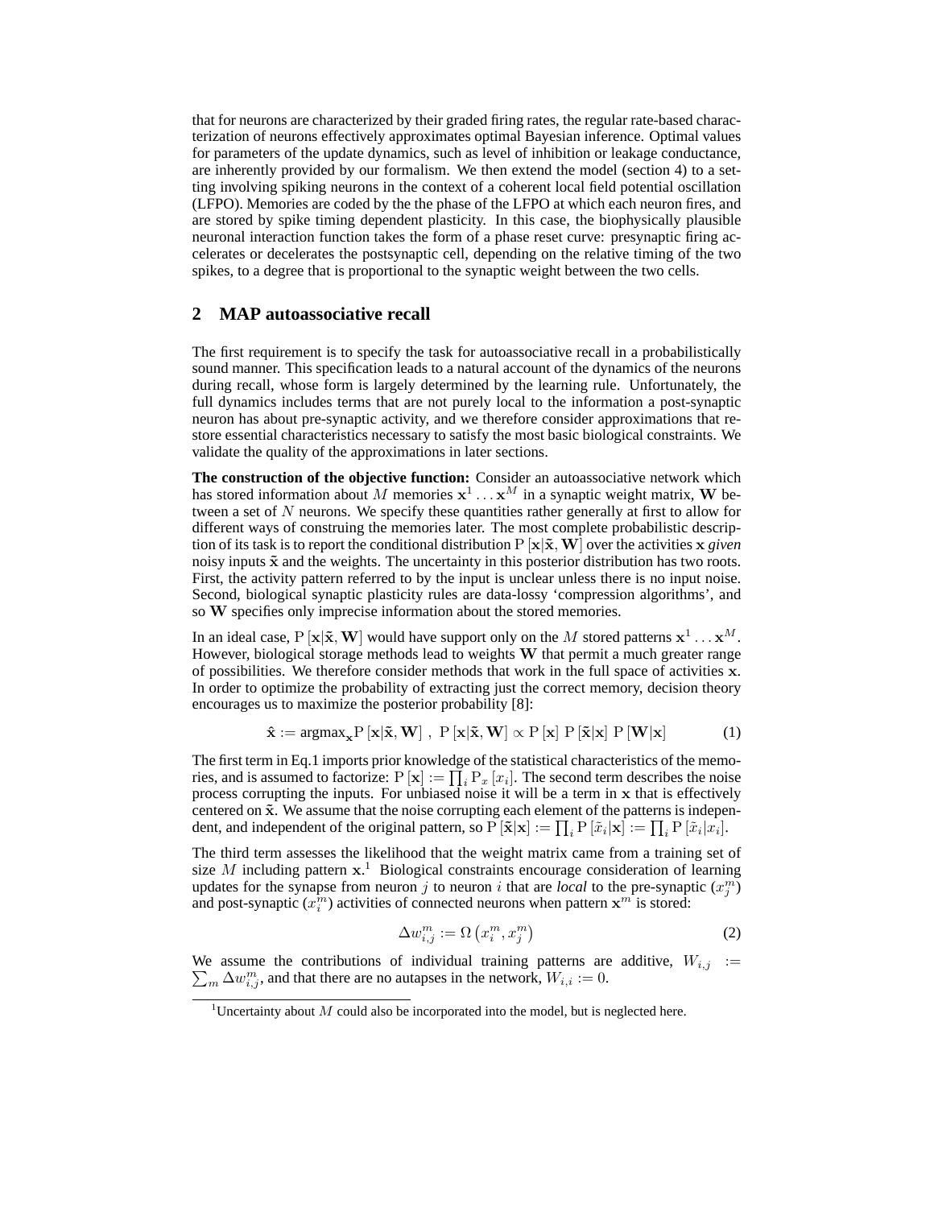that for neurons are characterized by their graded firing rates, the regular rate-based characterization of neurons effectively approximates optimal Bayesian inference. Optimal values for parameters of the update dynamics, such as level of inhibition or leakage conductance, are inherently provided by our formalism. We then extend the model (section 4) to a setting involving spiking neurons in the context of a coherent local field potential oscillation (LFPO). Memories are coded by the the phase of the LFPO at which each neuron fires, and are stored by spike timing dependent plasticity. In this case, the biophysically plausible neuronal interaction function takes the form of a phase reset curve: presynaptic firing accelerates or decelerates the postsynaptic cell, depending on the relative timing of the two spikes, to a degree that is proportional to the synaptic weight between the two cells.

## 2 MAP autoassociative recall

The first requirement is to specify the task for autoassociative recall in a probabilistically sound manner. This specification leads to a natural account of the dynamics of the neurons during recall, whose form is largely determined by the learning rule. Unfortunately, the full dynamics includes terms that are not purely local to the information a post-synaptic neuron has about pre-synaptic activity, and we therefore consider approximations that restore essential characteristics necessary to satisfy the most basic biological constraints. We validate the quality of the approximations in later sections.

**The construction of the objective function:** Consider an autoassociative network which has stored information about $M$ memories $\mathbf{x}^1 \ldots \mathbf{x}^M$ in a synaptic weight matrix, $\mathbf{W}$ between a set of $N$ neurons. We specify these quantities rather generally at first to allow for different ways of construing the memories later. The most complete probabilistic description of its task is to report the conditional distribution $\mathrm{P}[\mathbf{x}|\tilde{\mathbf{x}}, \mathbf{W}]$ over the activities $\mathbf{x}$ *given* noisy inputs $\tilde{\mathbf{x}}$ and the weights. The uncertainty in this posterior distribution has two roots. First, the activity pattern referred to by the input is unclear unless there is no input noise. Second, biological synaptic plasticity rules are data-lossy 'compression algorithms', and so $\mathbf{W}$ specifies only imprecise information about the stored memories.

In an ideal case, $\mathrm{P}[\mathbf{x}|\tilde{\mathbf{x}}, \mathbf{W}]$ would have support only on the $M$ stored patterns $\mathbf{x}^1 \ldots \mathbf{x}^M$. However, biological storage methods lead to weights $\mathbf{W}$ that permit a much greater range of possibilities. We therefore consider methods that work in the full space of activities $\mathbf{x}$. In order to optimize the probability of extracting just the correct memory, decision theory encourages us to maximize the posterior probability [8]:

$$\hat{\mathbf{x}} := \mathrm{argmax}_{\mathbf{x}} \mathrm{P}[\mathbf{x}|\tilde{\mathbf{x}}, \mathbf{W}] \ , \ \mathrm{P}[\mathbf{x}|\tilde{\mathbf{x}}, \mathbf{W}] \propto \mathrm{P}[\mathbf{x}] \ \mathrm{P}[\tilde{\mathbf{x}}|\mathbf{x}] \ \mathrm{P}[\mathbf{W}|\mathbf{x}] \qquad (1)$$

The first term in Eq.1 imports prior knowledge of the statistical characteristics of the memories, and is assumed to factorize: $\mathrm{P}[\mathbf{x}] := \prod_i \mathrm{P}_x[x_i]$. The second term describes the noise process corrupting the inputs. For unbiased noise it will be a term in $\mathbf{x}$ that is effectively centered on $\tilde{\mathbf{x}}$. We assume that the noise corrupting each element of the patterns is independent, and independent of the original pattern, so $\mathrm{P}[\tilde{\mathbf{x}}|\mathbf{x}] := \prod_i \mathrm{P}[\tilde{x}_i|\mathbf{x}] := \prod_i \mathrm{P}[\tilde{x}_i|x_i]$.

The third term assesses the likelihood that the weight matrix came from a training set of size $M$ including pattern $\mathbf{x}$.[1] Biological constraints encourage consideration of learning updates for the synapse from neuron $j$ to neuron $i$ that are *local* to the pre-synaptic ($x_j^m$) and post-synaptic ($x_i^m$) activities of connected neurons when pattern $\mathbf{x}^m$ is stored:

$$\Delta w_{i,j}^m := \Omega\left(x_i^m, x_j^m\right) \qquad (2)$$

We assume the contributions of individual training patterns are additive, $W_{i,j} := \sum_m \Delta w_{i,j}^m$, and that there are no autapses in the network, $W_{i,i} := 0$.

[1] Uncertainty about $M$ could also be incorporated into the model, but is neglected here.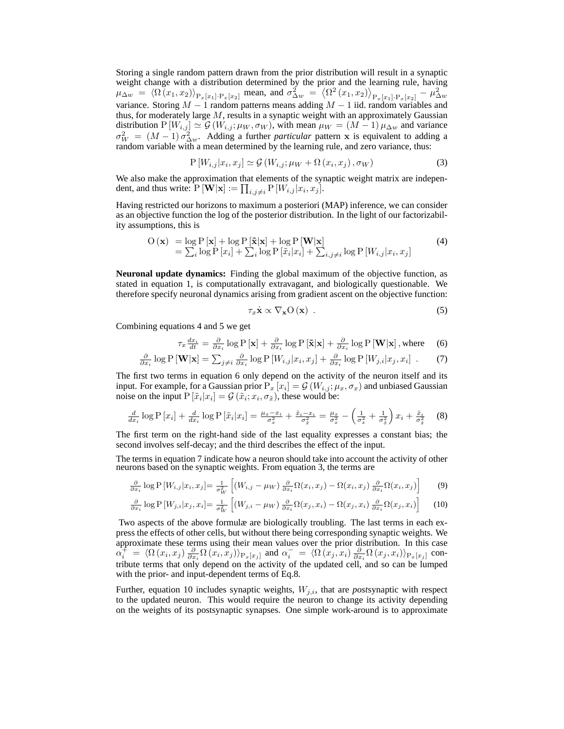Storing a single random pattern drawn from the prior distribution will result in a synaptic weight change with a distribution determined by the prior and the learning rule, having $\mu_{\Delta w} = \langle \Omega(x_1, x_2) \rangle_{\mathrm{P}_x[x_1] \cdot \mathrm{P}_x[x_2]}$ mean, and $\sigma^2_{\Delta w} = \langle \Omega^2(x_1, x_2) \rangle_{\mathrm{P}_x[x_1] \cdot \mathrm{P}_x[x_2]} - \mu^2_{\Delta w}$ variance. Storing $M-1$ random patterns means adding $M-1$ iid. random variables and thus, for moderately large $M$, results in a synaptic weight with an approximately Gaussian distribution $\mathrm{P}[W_{i,j}] \simeq \mathcal{G}(W_{i,j}; \mu_W, \sigma_W)$, with mean $\mu_W = (M-1)\mu_{\Delta w}$ and variance $\sigma^2_W = (M-1)\sigma^2_{\Delta w}$. Adding a further *particular* pattern $\mathbf{x}$ is equivalent to adding a random variable with a mean determined by the learning rule, and zero variance, thus:

$$\mathrm{P}[W_{i,j}|x_i, x_j] \simeq \mathcal{G}(W_{i,j}; \mu_W + \Omega(x_i, x_j), \sigma_W) \tag{3}$$

We also make the approximation that elements of the synaptic weight matrix are independent, and thus write: $\mathrm{P}[\mathbf{W}|\mathbf{x}] := \prod_{i,j \neq i} \mathrm{P}[W_{i,j}|x_i, x_j]$.

Having restricted our horizons to maximum a posteriori (MAP) inference, we can consider as an objective function the log of the posterior distribution. In the light of our factorizability assumptions, this is

$$\begin{aligned} \mathrm{O}(\mathbf{x}) &= \log \mathrm{P}[\mathbf{x}] + \log \mathrm{P}[\tilde{\mathbf{x}}|\mathbf{x}] + \log \mathrm{P}[\mathbf{W}|\mathbf{x}] \\ &= \sum_i \log \mathrm{P}[x_i] + \sum_i \log \mathrm{P}[\tilde{x}_i|x_i] + \sum_{i,j\neq i} \log \mathrm{P}[W_{i,j}|x_i, x_j] \end{aligned} \tag{4}$$

**Neuronal update dynamics:** Finding the global maximum of the objective function, as stated in equation 1, is computationally extravagant, and biologically questionable. We therefore specify neuronal dynamics arising from gradient ascent on the objective function:

$$\tau_x \dot{\mathbf{x}} \propto \nabla_{\mathbf{x}} \mathrm{O}(\mathbf{x}) \ . \tag{5}$$

Combining equations 4 and 5 we get

$$\tau_x \frac{dx_i}{dt} = \frac{\partial}{\partial x_i} \log \mathrm{P}[\mathbf{x}] + \frac{\partial}{\partial x_i} \log \mathrm{P}[\tilde{\mathbf{x}}|\mathbf{x}] + \frac{\partial}{\partial x_i} \log \mathrm{P}[\mathbf{W}|\mathbf{x}], \text{where} \tag{6}$$

$$\frac{\partial}{\partial x_i} \log \mathrm{P}[\mathbf{W}|\mathbf{x}] = \sum_{j \neq i} \frac{\partial}{\partial x_i} \log \mathrm{P}[W_{i,j}|x_i, x_j] + \frac{\partial}{\partial x_i} \log \mathrm{P}[W_{j,i}|x_j, x_i] \ . \tag{7}$$

The first two terms in equation 6 only depend on the activity of the neuron itself and its input. For example, for a Gaussian prior $\mathrm{P}_x[x_i] = \mathcal{G}(W_{i,j}; \mu_x, \sigma_x)$ and unbiased Gaussian noise on the input $\mathrm{P}[\tilde{x}_i|x_i] = \mathcal{G}(\tilde{x}_i; x_i, \sigma_{\tilde{x}})$, these would be:

$$\frac{d}{dx_i} \log \mathrm{P}[x_i] + \frac{d}{dx_i} \log \mathrm{P}[\tilde{x}_i|x_i] = \frac{\mu_x - x_i}{\sigma_x^2} + \frac{\tilde{x}_i - x_i}{\sigma_{\tilde{x}}^2} = \frac{\mu_x}{\sigma_x^2} - \left(\frac{1}{\sigma_x^2} + \frac{1}{\sigma_{\tilde{x}}^2}\right) x_i + \frac{\tilde{x}_i}{\sigma_{\tilde{x}}^2} \tag{8}$$

The first term on the right-hand side of the last equality expresses a constant bias; the second involves self-decay; and the third describes the effect of the input.

The terms in equation 7 indicate how a neuron should take into account the activity of other neurons based on the synaptic weights. From equation 3, the terms are

$$\frac{\partial}{\partial x_i} \log \mathrm{P}[W_{i,j}|x_i, x_j] = \frac{1}{\sigma_W^2} \left[ (W_{i,j} - \mu_W) \frac{\partial}{\partial x_i} \Omega(x_i, x_j) - \Omega(x_i, x_j) \frac{\partial}{\partial x_i} \Omega(x_i, x_j) \right] \tag{9}$$

$$\frac{\partial}{\partial x_i} \log \mathrm{P}[W_{j,i}|x_j, x_i] = \frac{1}{\sigma_W^2} \left[ (W_{j,i} - \mu_W) \frac{\partial}{\partial x_i} \Omega(x_j, x_i) - \Omega(x_j, x_i) \frac{\partial}{\partial x_i} \Omega(x_j, x_i) \right] \tag{10}$$

Two aspects of the above formulæ are biologically troubling. The last terms in each express the effects of other cells, but without there being corresponding synaptic weights. We approximate these terms using their mean values over the prior distribution. In this case $\alpha_i^+ = \langle \Omega(x_i, x_j) \frac{\partial}{\partial x_i} \Omega(x_i, x_j) \rangle_{\mathrm{P}_x[x_j]}$ and $\alpha_i^- = \langle \Omega(x_j, x_i) \frac{\partial}{\partial x_i} \Omega(x_j, x_i) \rangle_{\mathrm{P}_x[x_j]}$ contribute terms that only depend on the activity of the updated cell, and so can be lumped with the prior- and input-dependent terms of Eq.8.

Further, equation 10 includes synaptic weights, $W_{j,i}$, that are *post*synaptic with respect to the updated neuron. This would require the neuron to change its activity depending on the weights of its postsynaptic synapses. One simple work-around is to approximate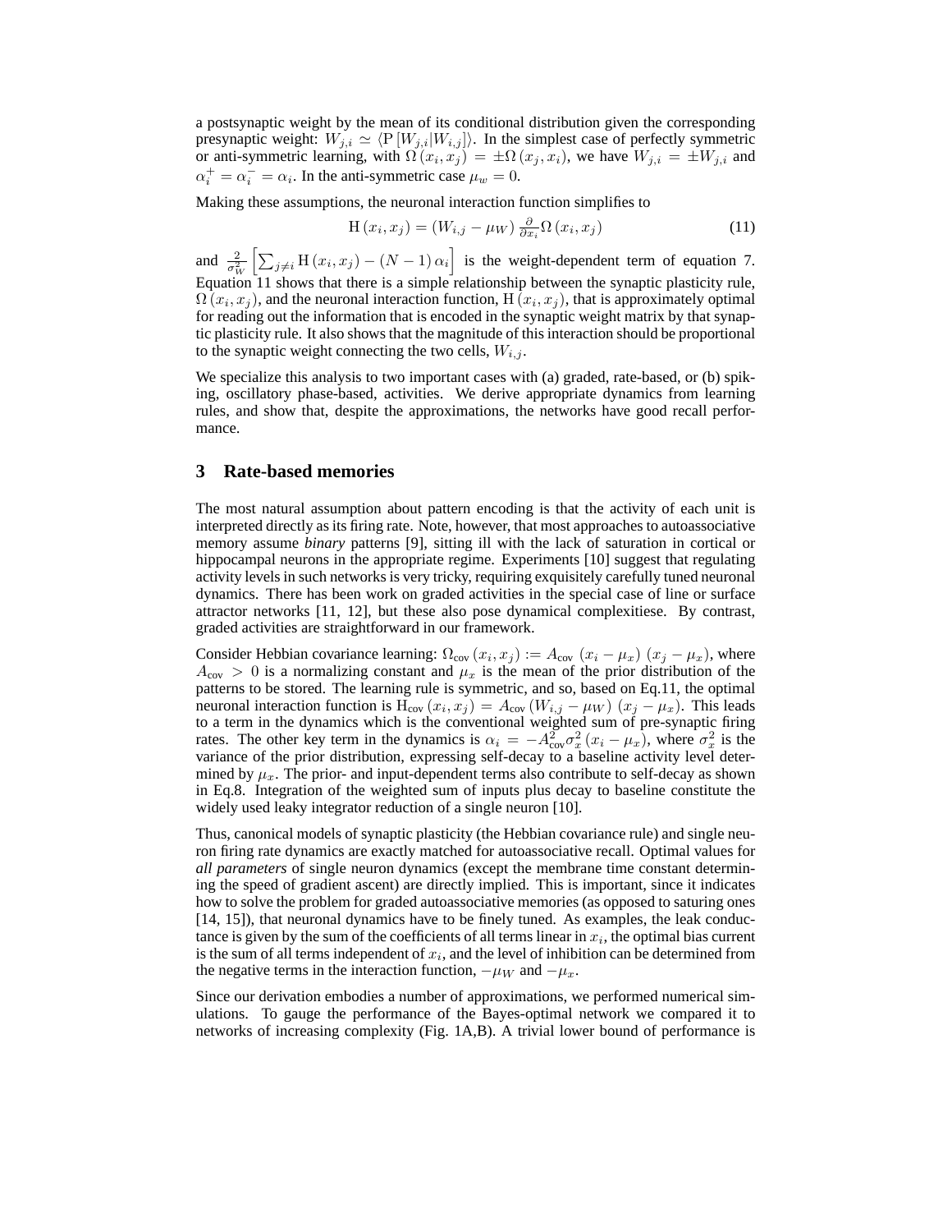a postsynaptic weight by the mean of its conditional distribution given the corresponding presynaptic weight: $W_{j,i} \simeq \langle \mathrm{P}\left[W_{j,i}|W_{i,j}\right]\rangle$. In the simplest case of perfectly symmetric or anti-symmetric learning, with $\Omega\left(x_i, x_j\right) = \pm\Omega\left(x_j, x_i\right)$, we have $W_{j,i} = \pm W_{j,i}$ and $\alpha_i^+ = \alpha_i^- = \alpha_i$. In the anti-symmetric case $\mu_w = 0$.

Making these assumptions, the neuronal interaction function simplifies to

$$\mathrm{H}\left(x_i, x_j\right) = \left(W_{i,j} - \mu_W\right) \tfrac{\partial}{\partial x_i} \Omega\left(x_i, x_j\right) \tag{11}$$

and $\frac{2}{\sigma_W^2}\left[\sum_{j \neq i} \mathrm{H}\left(x_i, x_j\right) - (N-1)\,\alpha_i\right]$ is the weight-dependent term of equation 7. Equation 11 shows that there is a simple relationship between the synaptic plasticity rule, $\Omega\left(x_i, x_j\right)$, and the neuronal interaction function, $\mathrm{H}\left(x_i, x_j\right)$, that is approximately optimal for reading out the information that is encoded in the synaptic weight matrix by that synaptic plasticity rule. It also shows that the magnitude of this interaction should be proportional to the synaptic weight connecting the two cells, $W_{i,j}$.

We specialize this analysis to two important cases with (a) graded, rate-based, or (b) spiking, oscillatory phase-based, activities. We derive appropriate dynamics from learning rules, and show that, despite the approximations, the networks have good recall performance.

## 3 Rate-based memories

The most natural assumption about pattern encoding is that the activity of each unit is interpreted directly as its firing rate. Note, however, that most approaches to autoassociative memory assume *binary* patterns [9], sitting ill with the lack of saturation in cortical or hippocampal neurons in the appropriate regime. Experiments [10] suggest that regulating activity levels in such networks is very tricky, requiring exquisitely carefully tuned neuronal dynamics. There has been work on graded activities in the special case of line or surface attractor networks [11, 12], but these also pose dynamical complexitiese. By contrast, graded activities are straightforward in our framework.

Consider Hebbian covariance learning: $\Omega_{\mathrm{cov}}\left(x_i, x_j\right) := A_{\mathrm{cov}}\,\left(x_i - \mu_x\right)\,\left(x_j - \mu_x\right)$, where $A_{\mathrm{cov}} > 0$ is a normalizing constant and $\mu_x$ is the mean of the prior distribution of the patterns to be stored. The learning rule is symmetric, and so, based on Eq.11, the optimal neuronal interaction function is $\mathrm{H}_{\mathrm{cov}}\left(x_i, x_j\right) = A_{\mathrm{cov}}\left(W_{i,j} - \mu_W\right)\,\left(x_j - \mu_x\right)$. This leads to a term in the dynamics which is the conventional weighted sum of pre-synaptic firing rates. The other key term in the dynamics is $\alpha_i = -A_{\mathrm{cov}}^2 \sigma_x^2 \left(x_i - \mu_x\right)$, where $\sigma_x^2$ is the variance of the prior distribution, expressing self-decay to a baseline activity level determined by $\mu_x$. The prior- and input-dependent terms also contribute to self-decay as shown in Eq.8. Integration of the weighted sum of inputs plus decay to baseline constitute the widely used leaky integrator reduction of a single neuron [10].

Thus, canonical models of synaptic plasticity (the Hebbian covariance rule) and single neuron firing rate dynamics are exactly matched for autoassociative recall. Optimal values for *all parameters* of single neuron dynamics (except the membrane time constant determining the speed of gradient ascent) are directly implied. This is important, since it indicates how to solve the problem for graded autoassociative memories (as opposed to saturing ones [14, 15]), that neuronal dynamics have to be finely tuned. As examples, the leak conductance is given by the sum of the coefficients of all terms linear in $x_i$, the optimal bias current is the sum of all terms independent of $x_i$, and the level of inhibition can be determined from the negative terms in the interaction function, $-\mu_W$ and $-\mu_x$.

Since our derivation embodies a number of approximations, we performed numerical simulations. To gauge the performance of the Bayes-optimal network we compared it to networks of increasing complexity (Fig. 1A,B). A trivial lower bound of performance is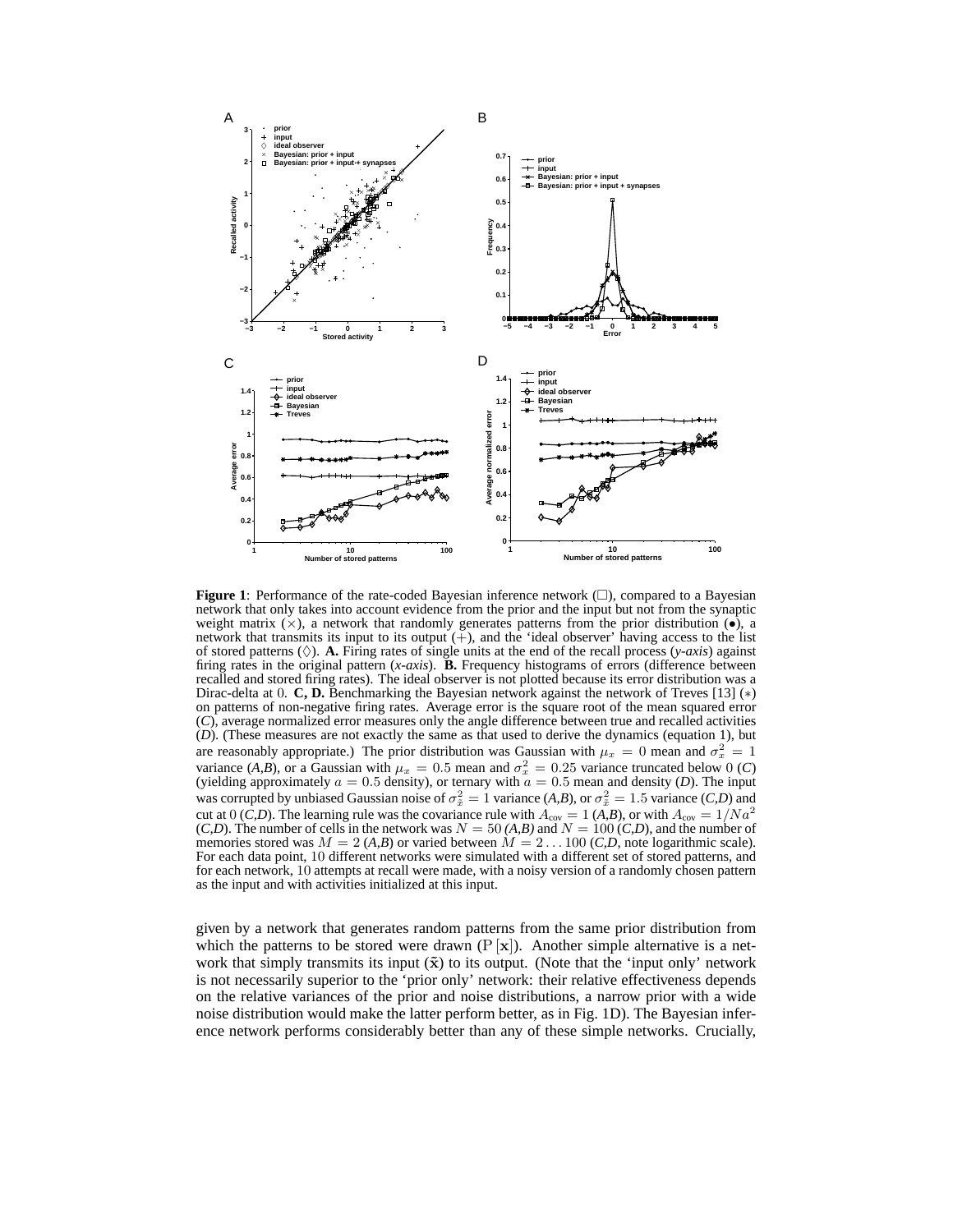**Figure 1**: Performance of the rate-coded Bayesian inference network (□), compared to a Bayesian network that only takes into account evidence from the prior and the input but not from the synaptic weight matrix (×), a network that randomly generates patterns from the prior distribution (•), a network that transmits its input to its output (+), and the 'ideal observer' having access to the list of stored patterns (◊). **A.** Firing rates of single units at the end of the recall process (*y-axis*) against firing rates in the original pattern (*x-axis*). **B.** Frequency histograms of errors (difference between recalled and stored firing rates). The ideal observer is not plotted because its error distribution was a Dirac-delta at 0. **C, D.** Benchmarking the Bayesian network against the network of Treves [13] (∗) on patterns of non-negative firing rates. Average error is the square root of the mean squared error (*C*), average normalized error measures only the angle difference between true and recalled activities (*D*). (These measures are not exactly the same as that used to derive the dynamics (equation 1), but are reasonably appropriate.) The prior distribution was Gaussian with $\mu_x = 0$ mean and $\sigma_x^2 = 1$ variance (*A,B*), or a Gaussian with $\mu_x = 0.5$ mean and $\sigma_x^2 = 0.25$ variance truncated below 0 (*C*) (yielding approximately $a = 0.5$ density), or ternary with $a = 0.5$ mean and density (*D*). The input was corrupted by unbiased Gaussian noise of $\sigma_{\tilde{x}}^2 = 1$ variance (*A,B*), or $\sigma_{\tilde{x}}^2 = 1.5$ variance (*C,D*) and cut at 0 (*C,D*). The learning rule was the covariance rule with $A_{\text{cov}} = 1$ (*A,B*), or with $A_{\text{cov}} = 1/Na^2$ (*C,D*). The number of cells in the network was $N = 50$ (*A,B*) and $N = 100$ (*C,D*), and the number of memories stored was $M = 2$ (*A,B*) or varied between $M = 2 \ldots 100$ (*C,D*, note logarithmic scale). For each data point, 10 different networks were simulated with a different set of stored patterns, and for each network, 10 attempts at recall were made, with a noisy version of a randomly chosen pattern as the input and with activities initialized at this input.

given by a network that generates random patterns from the same prior distribution from which the patterns to be stored were drawn ($\mathrm{P}[\mathbf{x}]$). Another simple alternative is a network that simply transmits its input ($\tilde{\mathbf{x}}$) to its output. (Note that the 'input only' network is not necessarily superior to the 'prior only' network: their relative effectiveness depends on the relative variances of the prior and noise distributions, a narrow prior with a wide noise distribution would make the latter perform better, as in Fig. 1D). The Bayesian inference network performs considerably better than any of these simple networks. Crucially,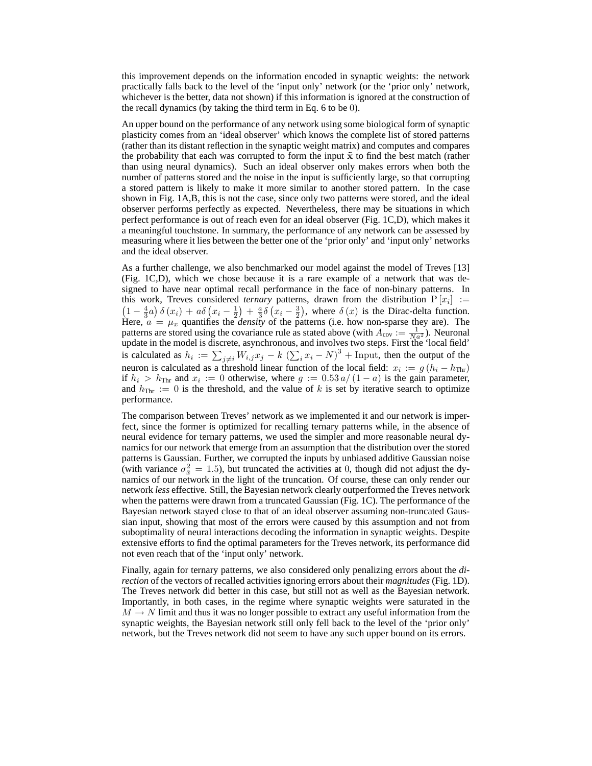this improvement depends on the information encoded in synaptic weights: the network practically falls back to the level of the 'input only' network (or the 'prior only' network, whichever is the better, data not shown) if this information is ignored at the construction of the recall dynamics (by taking the third term in Eq. 6 to be 0).

An upper bound on the performance of any network using some biological form of synaptic plasticity comes from an 'ideal observer' which knows the complete list of stored patterns (rather than its distant reflection in the synaptic weight matrix) and computes and compares the probability that each was corrupted to form the input $\tilde{\mathbf{x}}$ to find the best match (rather than using neural dynamics). Such an ideal observer only makes errors when both the number of patterns stored and the noise in the input is sufficiently large, so that corrupting a stored pattern is likely to make it more similar to another stored pattern. In the case shown in Fig. 1A,B, this is not the case, since only two patterns were stored, and the ideal observer performs perfectly as expected. Nevertheless, there may be situations in which perfect performance is out of reach even for an ideal observer (Fig. 1C,D), which makes it a meaningful touchstone. In summary, the performance of any network can be assessed by measuring where it lies between the better one of the 'prior only' and 'input only' networks and the ideal observer.

As a further challenge, we also benchmarked our model against the model of Treves [13] (Fig. 1C,D), which we chose because it is a rare example of a network that was designed to have near optimal recall performance in the face of non-binary patterns. In this work, Treves considered ***ternary*** patterns, drawn from the distribution $\mathrm{P}[x_i] := \left(1 - \frac{4}{3}a\right)\delta(x_i) + a\delta\left(x_i - \frac{1}{2}\right) + \frac{a}{3}\delta\left(x_i - \frac{3}{2}\right)$, where $\delta(x)$ is the Dirac-delta function. Here, $a = \mu_x$ quantifies the ***density*** of the patterns (i.e. how non-sparse they are). The patterns are stored using the covariance rule as stated above (with $A_{\text{cov}} := \frac{1}{Na^2}$). Neuronal update in the model is discrete, asynchronous, and involves two steps. First the 'local field' is calculated as $h_i := \sum_{j \neq i} W_{i,j} x_j - k\left(\sum_i x_i - N\right)^3 + \text{Input}$, then the output of the neuron is calculated as a threshold linear function of the local field: $x_i := g\left(h_i - h_{\text{Thr}}\right)$ if $h_i > h_{\text{Thr}}$ and $x_i := 0$ otherwise, where $g := 0.53\, a / (1 - a)$ is the gain parameter, and $h_{\text{Thr}} := 0$ is the threshold, and the value of $k$ is set by iterative search to optimize performance.

The comparison between Treves' network as we implemented it and our network is imperfect, since the former is optimized for recalling ternary patterns while, in the absence of neural evidence for ternary patterns, we used the simpler and more reasonable neural dynamics for our network that emerge from an assumption that the distribution over the stored patterns is Gaussian. Further, we corrupted the inputs by unbiased additive Gaussian noise (with variance $\sigma_{\tilde{x}}^2 = 1.5$), but truncated the activities at 0, though did not adjust the dynamics of our network in the light of the truncation. Of course, these can only render our network *less* effective. Still, the Bayesian network clearly outperformed the Treves network when the patterns were drawn from a truncated Gaussian (Fig. 1C). The performance of the Bayesian network stayed close to that of an ideal observer assuming non-truncated Gaussian input, showing that most of the errors were caused by this assumption and not from suboptimality of neural interactions decoding the information in synaptic weights. Despite extensive efforts to find the optimal parameters for the Treves network, its performance did not even reach that of the 'input only' network.

Finally, again for ternary patterns, we also considered only penalizing errors about the *direction* of the vectors of recalled activities ignoring errors about their *magnitudes* (Fig. 1D). The Treves network did better in this case, but still not as well as the Bayesian network. Importantly, in both cases, in the regime where synaptic weights were saturated in the $M \to N$ limit and thus it was no longer possible to extract any useful information from the synaptic weights, the Bayesian network still only fell back to the level of the 'prior only' network, but the Treves network did not seem to have any such upper bound on its errors.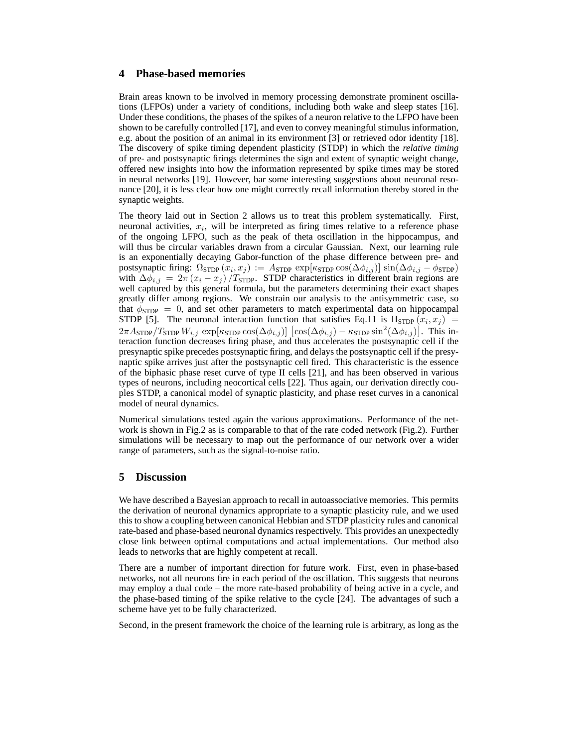## 4 Phase-based memories

Brain areas known to be involved in memory processing demonstrate prominent oscillations (LFPOs) under a variety of conditions, including both wake and sleep states [16]. Under these conditions, the phases of the spikes of a neuron relative to the LFPO have been shown to be carefully controlled [17], and even to convey meaningful stimulus information, e.g. about the position of an animal in its environment [3] or retrieved odor identity [18]. The discovery of spike timing dependent plasticity (STDP) in which the *relative timing* of pre- and postsynaptic firings determines the sign and extent of synaptic weight change, offered new insights into how the information represented by spike times may be stored in neural networks [19]. However, bar some interesting suggestions about neuronal resonance [20], it is less clear how one might correctly recall information thereby stored in the synaptic weights.

The theory laid out in Section 2 allows us to treat this problem systematically. First, neuronal activities, $x_i$, will be interpreted as firing times relative to a reference phase of the ongoing LFPO, such as the peak of theta oscillation in the hippocampus, and will thus be circular variables drawn from a circular Gaussian. Next, our learning rule is an exponentially decaying Gabor-function of the phase difference between pre- and postsynaptic firing: $\Omega_{\text{STDP}}(x_i, x_j) := A_{\text{STDP}} \exp[\kappa_{\text{STDP}} \cos(\Delta\phi_{i,j})] \sin(\Delta\phi_{i,j} - \phi_{\text{STDP}})$ with $\Delta\phi_{i,j} = 2\pi (x_i - x_j) / T_{\text{STDP}}$. STDP characteristics in different brain regions are well captured by this general formula, but the parameters determining their exact shapes greatly differ among regions. We constrain our analysis to the antisymmetric case, so that $\phi_{\text{STDP}} = 0$, and set other parameters to match experimental data on hippocampal STDP [5]. The neuronal interaction function that satisfies Eq.11 is $\text{H}_{\text{STDP}}(x_i, x_j) = 2\pi A_{\text{STDP}}/T_{\text{STDP}} \, W_{i,j} \exp[\kappa_{\text{STDP}} \cos(\Delta\phi_{i,j})] \left[\cos(\Delta\phi_{i,j}) - \kappa_{\text{STDP}} \sin^2(\Delta\phi_{i,j})\right]$. This interaction function decreases firing phase, and thus accelerates the postsynaptic cell if the presynaptic spike precedes postsynaptic firing, and delays the postsynaptic cell if the presynaptic spike arrives just after the postsynaptic cell fired. This characteristic is the essence of the biphasic phase reset curve of type II cells [21], and has been observed in various types of neurons, including neocortical cells [22]. Thus again, our derivation directly couples STDP, a canonical model of synaptic plasticity, and phase reset curves in a canonical model of neural dynamics.

Numerical simulations tested again the various approximations. Performance of the network is shown in Fig.2 as is comparable to that of the rate coded network (Fig.2). Further simulations will be necessary to map out the performance of our network over a wider range of parameters, such as the signal-to-noise ratio.

## 5 Discussion

We have described a Bayesian approach to recall in autoassociative memories. This permits the derivation of neuronal dynamics appropriate to a synaptic plasticity rule, and we used this to show a coupling between canonical Hebbian and STDP plasticity rules and canonical rate-based and phase-based neuronal dynamics respectively. This provides an unexpectedly close link between optimal computations and actual implementations. Our method also leads to networks that are highly competent at recall.

There are a number of important direction for future work. First, even in phase-based networks, not all neurons fire in each period of the oscillation. This suggests that neurons may employ a dual code – the more rate-based probability of being active in a cycle, and the phase-based timing of the spike relative to the cycle [24]. The advantages of such a scheme have yet to be fully characterized.

Second, in the present framework the choice of the learning rule is arbitrary, as long as the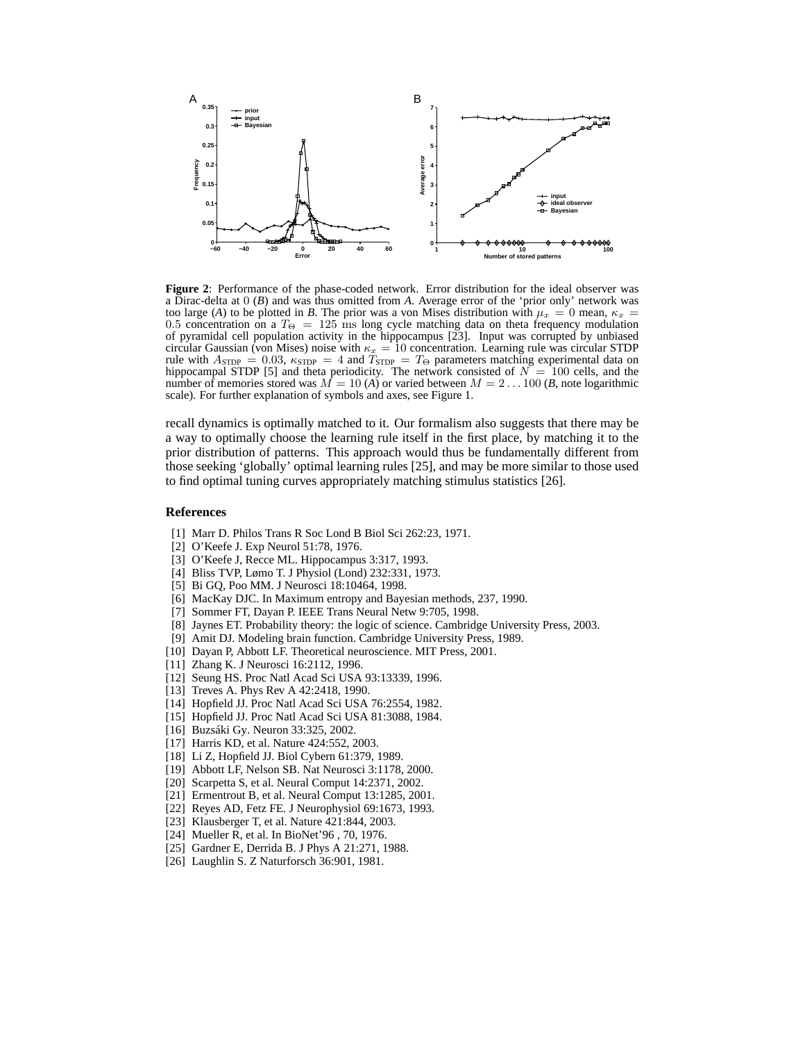A

0.35

0.3

0.25

0.2

0.15

0.1

0.05

0

Frequency

−60 −40 −20 0 20 40 60

Error

prior
input
Bayesian

B

7

6

5

4

3

2

1

0

Average error

1 10 100

Number of stored patterns

input
ideal observer
Bayesian

**Figure 2**: Performance of the phase-coded network. Error distribution for the ideal observer was a Dirac-delta at 0 (*B*) and was thus omitted from *A*. Average error of the 'prior only' network was too large (*A*) to be plotted in *B*. The prior was a von Mises distribution with $\mu_x = 0$ mean, $\kappa_x = 0.5$ concentration on a $T_\Theta = 125$ ms long cycle matching data on theta frequency modulation of pyramidal cell population activity in the hippocampus [23]. Input was corrupted by unbiased circular Gaussian (von Mises) noise with $\kappa_x = 10$ concentration. Learning rule was circular STDP rule with $A_{\text{STDP}} = 0.03$, $\kappa_{\text{STDP}} = 4$ and $T_{\text{STDP}} = T_\Theta$ parameters matching experimental data on hippocampal STDP [5] and theta periodicity. The network consisted of $N = 100$ cells, and the number of memories stored was $M = 10$ (*A*) or varied between $M = 2 \ldots 100$ (*B*, note logarithmic scale). For further explanation of symbols and axes, see Figure 1.

recall dynamics is optimally matched to it. Our formalism also suggests that there may be a way to optimally choose the learning rule itself in the first place, by matching it to the prior distribution of patterns. This approach would thus be fundamentally different from those seeking 'globally' optimal learning rules [25], and may be more similar to those used to find optimal tuning curves appropriately matching stimulus statistics [26].

## References

[1] Marr D. Philos Trans R Soc Lond B Biol Sci 262:23, 1971.
[2] O'Keefe J. Exp Neurol 51:78, 1976.
[3] O'Keefe J, Recce ML. Hippocampus 3:317, 1993.
[4] Bliss TVP, Lømo T. J Physiol (Lond) 232:331, 1973.
[5] Bi GQ, Poo MM. J Neurosci 18:10464, 1998.
[6] MacKay DJC. In Maximum entropy and Bayesian methods, 237, 1990.
[7] Sommer FT, Dayan P. IEEE Trans Neural Netw 9:705, 1998.
[8] Jaynes ET. Probability theory: the logic of science. Cambridge University Press, 2003.
[9] Amit DJ. Modeling brain function. Cambridge University Press, 1989.
[10] Dayan P, Abbott LF. Theoretical neuroscience. MIT Press, 2001.
[11] Zhang K. J Neurosci 16:2112, 1996.
[12] Seung HS. Proc Natl Acad Sci USA 93:13339, 1996.
[13] Treves A. Phys Rev A 42:2418, 1990.
[14] Hopfield JJ. Proc Natl Acad Sci USA 76:2554, 1982.
[15] Hopfield JJ. Proc Natl Acad Sci USA 81:3088, 1984.
[16] Buzsáki Gy. Neuron 33:325, 2002.
[17] Harris KD, et al. Nature 424:552, 2003.
[18] Li Z, Hopfield JJ. Biol Cybern 61:379, 1989.
[19] Abbott LF, Nelson SB. Nat Neurosci 3:1178, 2000.
[20] Scarpetta S, et al. Neural Comput 14:2371, 2002.
[21] Ermentrout B, et al. Neural Comput 13:1285, 2001.
[22] Reyes AD, Fetz FE. J Neurophysiol 69:1673, 1993.
[23] Klausberger T, et al. Nature 421:844, 2003.
[24] Mueller R, et al. In BioNet'96 , 70, 1976.
[25] Gardner E, Derrida B. J Phys A 21:271, 1988.
[26] Laughlin S. Z Naturforsch 36:901, 1981.